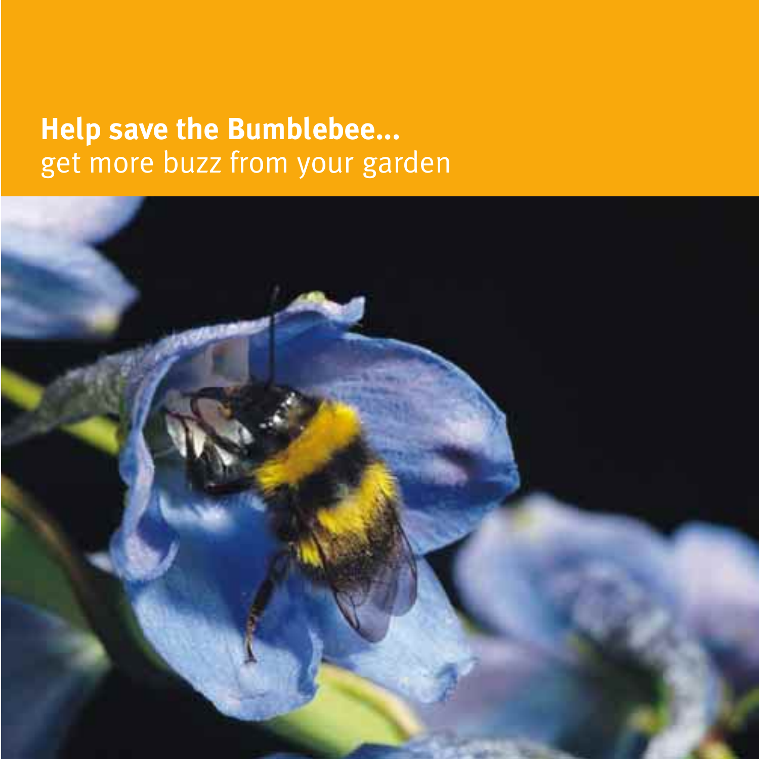# Help save the Bumblebee...

get more buzz from your garden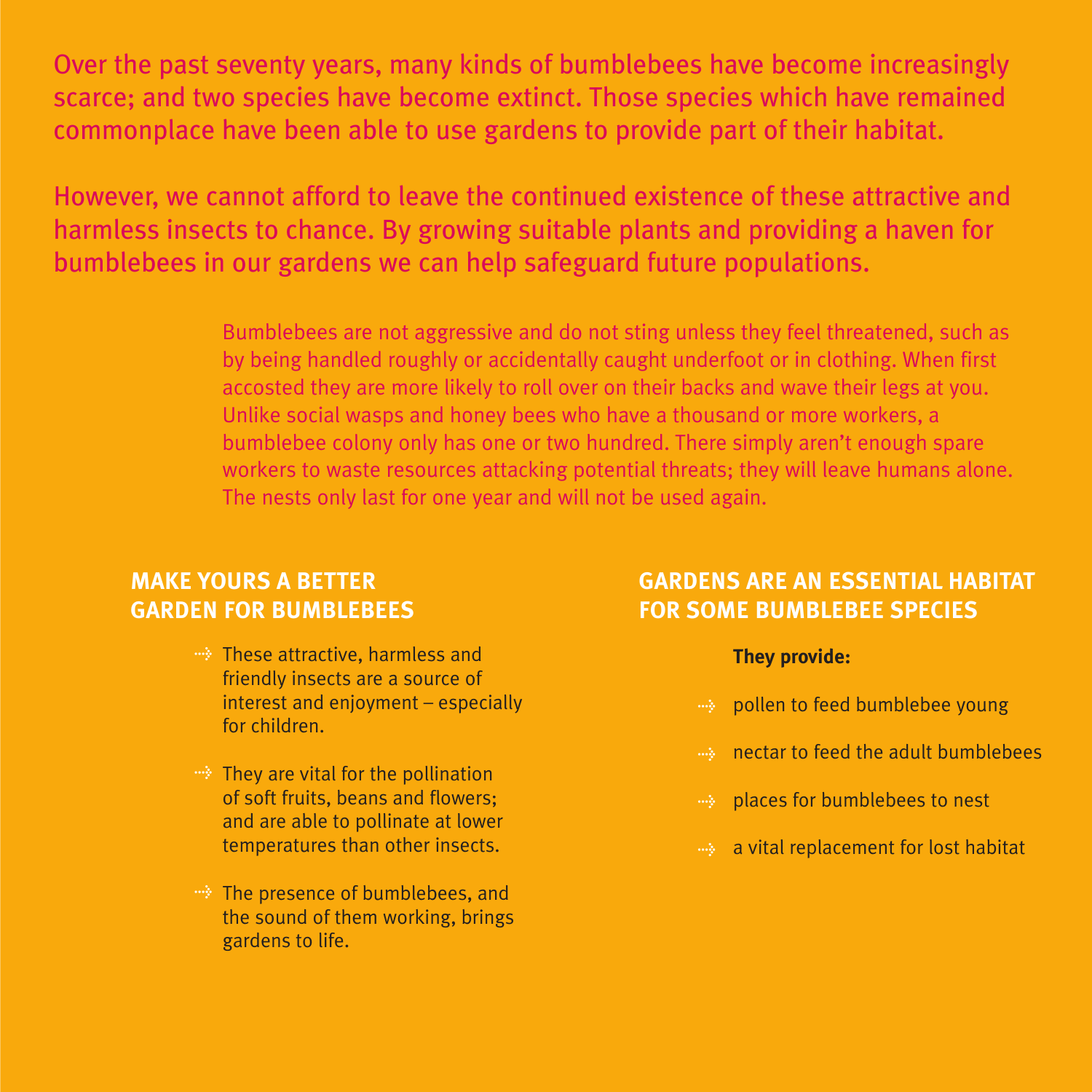Over the past seventy years, many kinds of bumblebees have become increasingly scarce; and two species have become extinct. Those species which have remained commonplace have been able to use gardens to provide part of their habitat.

However, we cannot afford to leave the continued existence of these attractive and harmless insects to chance. By growing suitable plants and providing a haven for bumblebees in our gardens we can help safeguard future populations.

Bumblebees are not aggressive and do not sting unless they feel threatened, such as by being handled roughly or accidentally caught underfoot or in clothing. When first accosted they are more likely to roll over on their backs and wave their legs at you. Unlike social wasps and honey bees who have a thousand or more workers, a bumblebee colony only has one or two hundred. There simply aren't enough spare workers to waste resources attacking potential threats; they will leave humans alone. The nests only last for one year and will not be used again.

## MAKE YOURS A BETTER GARDEN FOR BUMBLEBEES

- These attractive, harmless and friendly insects are a source of interest and enjoyment – especially for children.
- They are vital for the pollination of soft fruits, beans and flowers; and are able to pollinate at lower temperatures than other insects.
- The presence of bumblebees, and the sound of them working, brings gardens to life.

## GARDENS ARE AN ESSENTIAL HABITAT FOR SOME BUMBLEBEE SPECIES

**They provide:**

- pollen to feed bumblebee young
- nectar to feed the adult bumblebees
- places for bumblebees to nest
- a vital replacement for lost habitat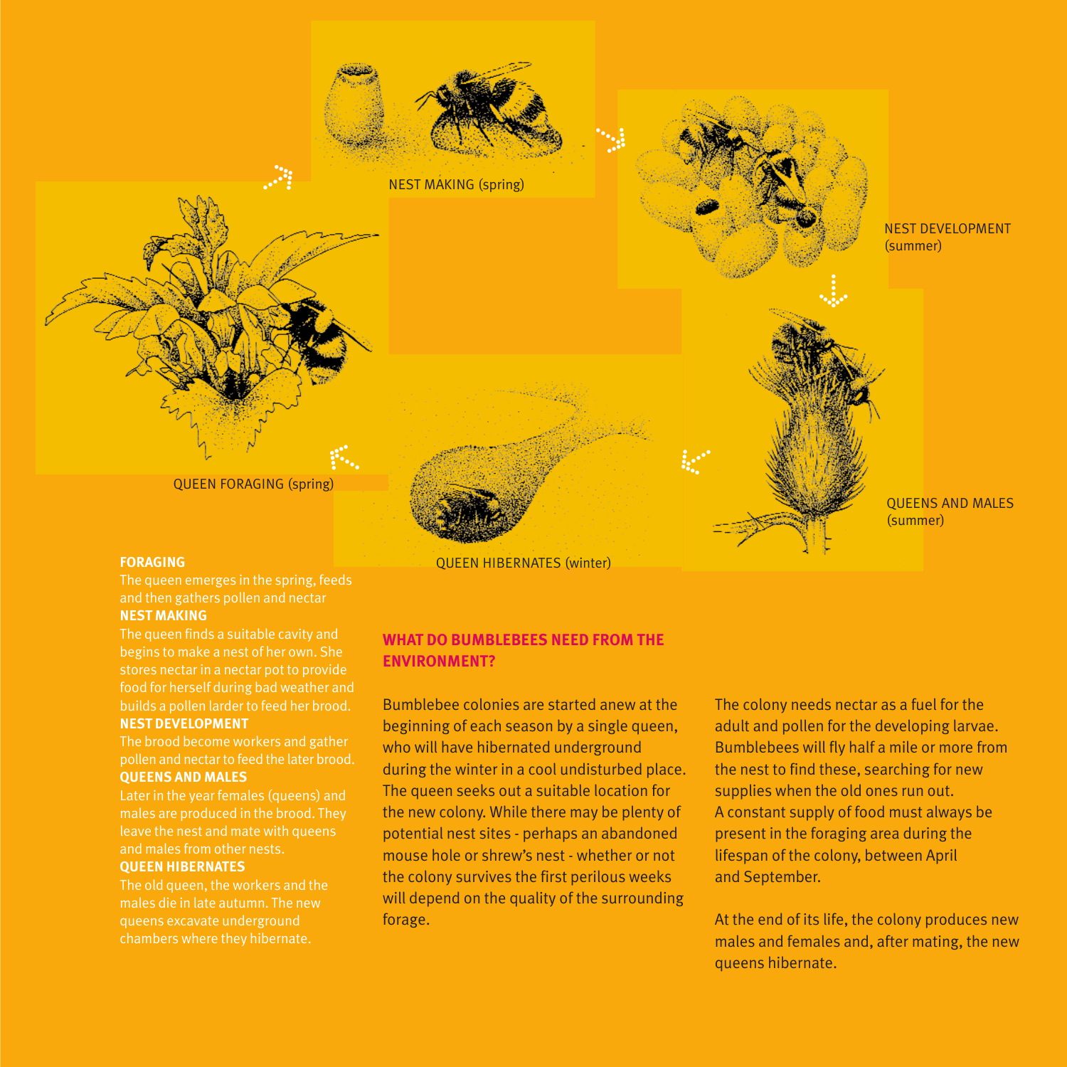NEST MAKING (spring)

NEST DEVELOPMENT (summer)

QUEENS AND MALES (summer)

QUEEN HIBERNATES (winter)

QUEEN FORAGING (spring)

**FORAGING**
The queen emerges in the spring, feeds and then gathers pollen and nectar

**NEST MAKING**
The queen finds a suitable cavity and begins to make a nest of her own. She stores nectar in a nectar pot to provide food for herself during bad weather and builds a pollen larder to feed her brood.

**NEST DEVELOPMENT**
The brood become workers and gather pollen and nectar to feed the later brood.

**QUEENS AND MALES**
Later in the year females (queens) and males are produced in the brood. They leave the nest and mate with queens and males from other nests.

**QUEEN HIBERNATES**
The old queen, the workers and the males die in late autumn. The new queens excavate underground chambers where they hibernate.

## WHAT DO BUMBLEBEES NEED FROM THE ENVIRONMENT?

Bumblebee colonies are started anew at the beginning of each season by a single queen, who will have hibernated underground during the winter in a cool undisturbed place. The queen seeks out a suitable location for the new colony. While there may be plenty of potential nest sites - perhaps an abandoned mouse hole or shrew's nest - whether or not the colony survives the first perilous weeks will depend on the quality of the surrounding forage.

The colony needs nectar as a fuel for the adult and pollen for the developing larvae. Bumblebees will fly half a mile or more from the nest to find these, searching for new supplies when the old ones run out.
A constant supply of food must always be present in the foraging area during the lifespan of the colony, between April and September.

At the end of its life, the colony produces new males and females and, after mating, the new queens hibernate.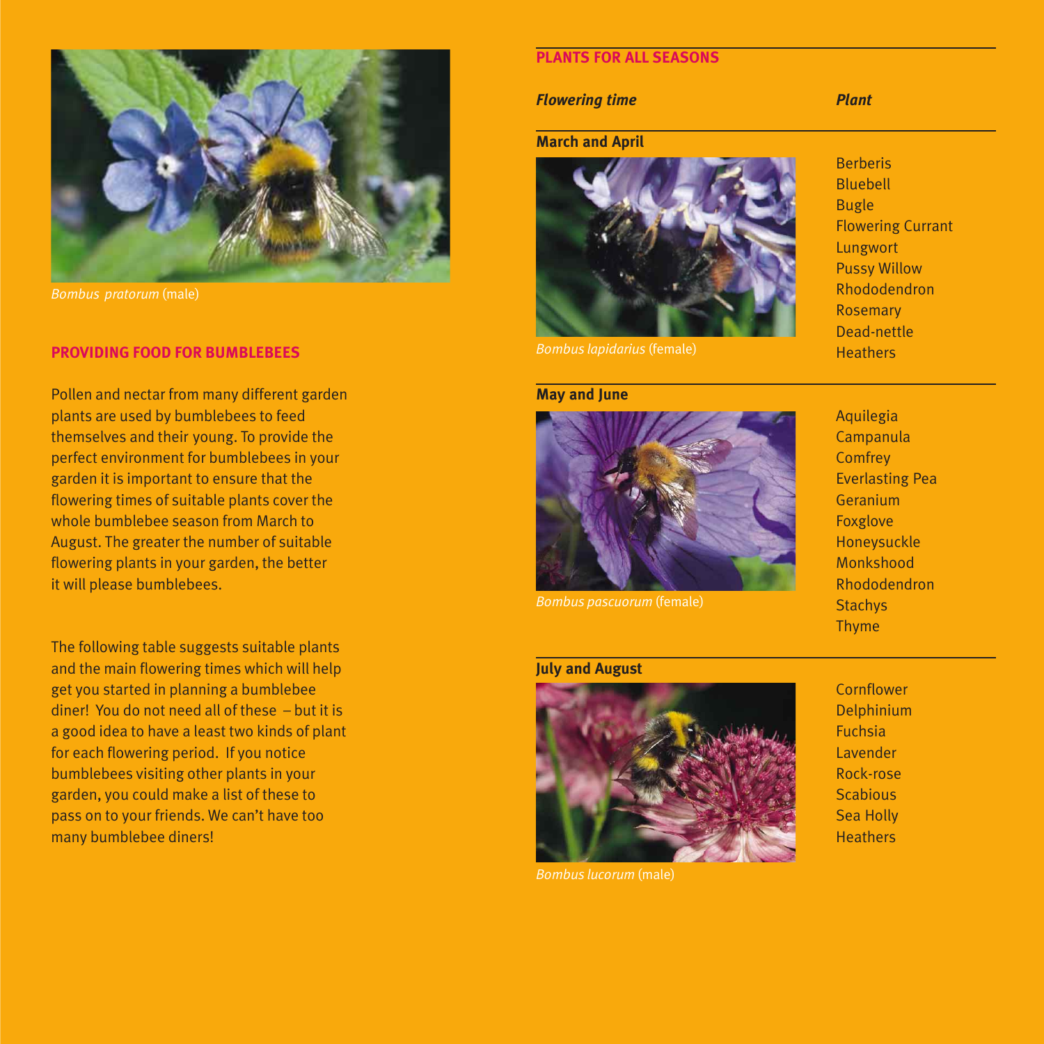*Bombus pratorum* (male)

## PROVIDING FOOD FOR BUMBLEBEES

Pollen and nectar from many different garden plants are used by bumblebees to feed themselves and their young. To provide the perfect environment for bumblebees in your garden it is important to ensure that the flowering times of suitable plants cover the whole bumblebee season from March to August. The greater the number of suitable flowering plants in your garden, the better it will please bumblebees.

The following table suggests suitable plants and the main flowering times which will help get you started in planning a bumblebee diner! You do not need all of these – but it is a good idea to have a least two kinds of plant for each flowering period. If you notice bumblebees visiting other plants in your garden, you could make a list of these to pass on to your friends. We can't have too many bumblebee diners!

## PLANTS FOR ALL SEASONS

| *Flowering time* | *Plant* |
|---|---|
| **March and April** | Berberis<br>Bluebell<br>Bugle<br>Flowering Currant<br>Lungwort<br>Pussy Willow<br>Rhododendron<br>Rosemary<br>Dead-nettle<br>Heathers |
| **May and June** | Aquilegia<br>Campanula<br>Comfrey<br>Everlasting Pea<br>Geranium<br>Foxglove<br>Honeysuckle<br>Monkshood<br>Rhododendron<br>Stachys<br>Thyme |
| **July and August** | Cornflower<br>Delphinium<br>Fuchsia<br>Lavender<br>Rock-rose<br>Scabious<br>Sea Holly<br>Heathers |

*Bombus lapidarius* (female)

*Bombus pascuorum* (female)

*Bombus lucorum* (male)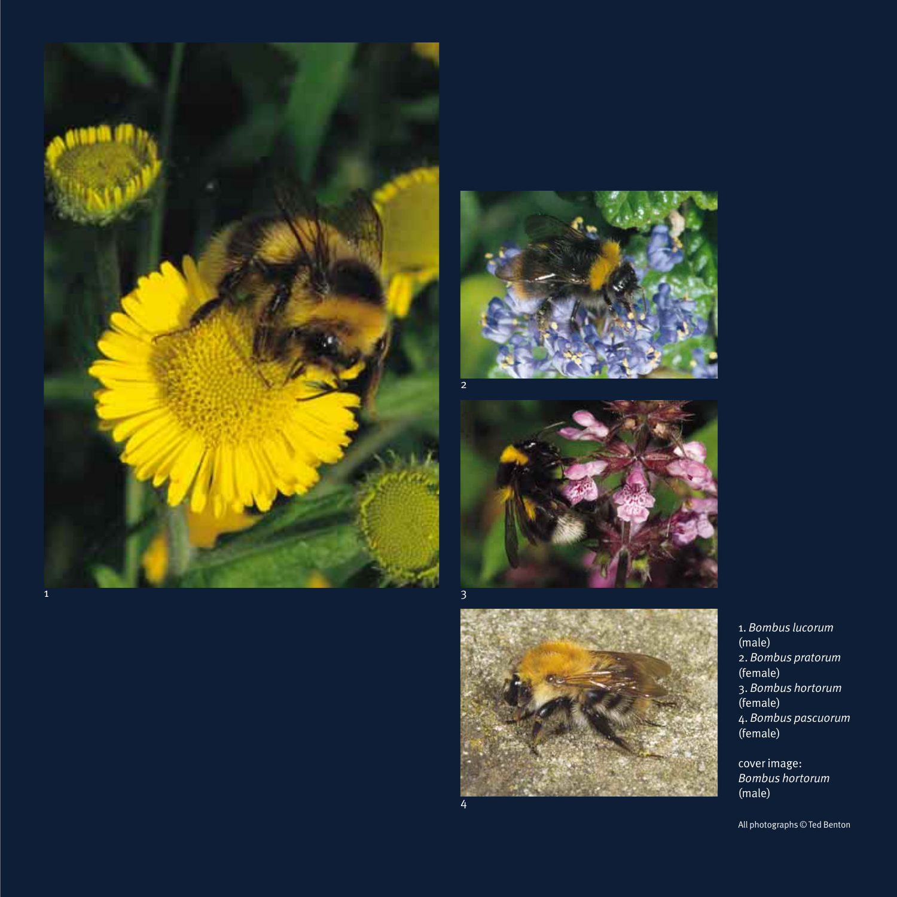1. *Bombus lucorum* (male)
2. *Bombus pratorum* (female)
3. *Bombus hortorum* (female)
4. *Bombus pascuorum* (female)

cover image: *Bombus hortorum* (male)

All photographs © Ted Benton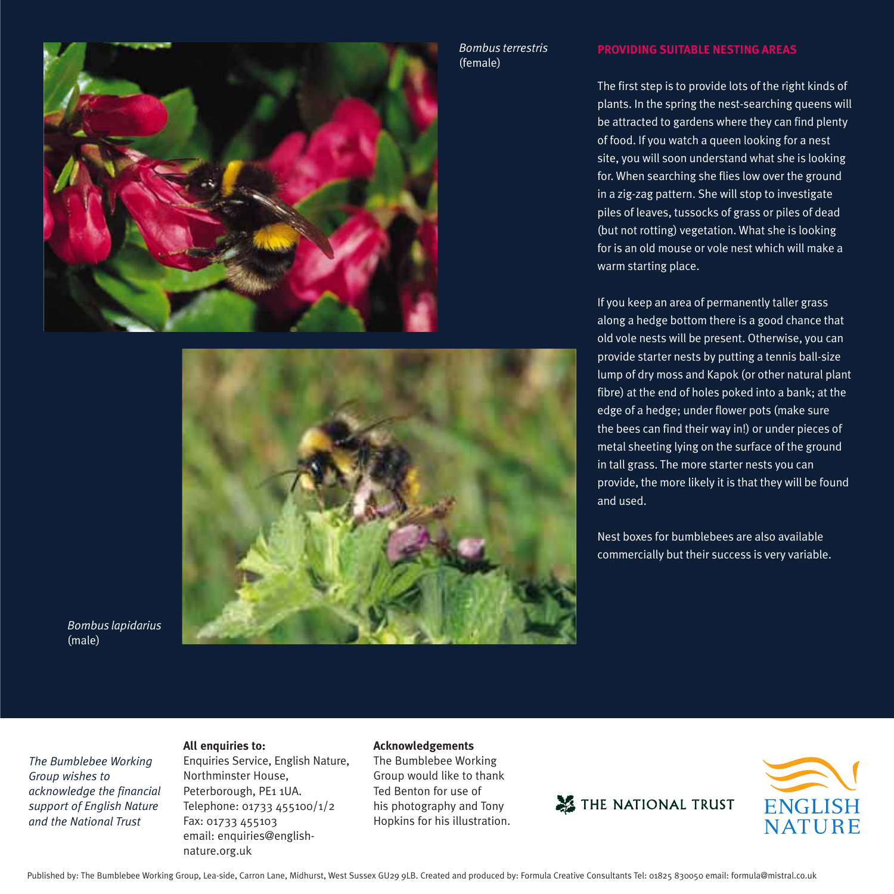*Bombus terrestris*
(female)

## PROVIDING SUITABLE NESTING AREAS

The first step is to provide lots of the right kinds of plants. In the spring the nest-searching queens will be attracted to gardens where they can find plenty of food. If you watch a queen looking for a nest site, you will soon understand what she is looking for. When searching she flies low over the ground in a zig-zag pattern. She will stop to investigate piles of leaves, tussocks of grass or piles of dead (but not rotting) vegetation. What she is looking for is an old mouse or vole nest which will make a warm starting place.

If you keep an area of permanently taller grass along a hedge bottom there is a good chance that old vole nests will be present. Otherwise, you can provide starter nests by putting a tennis ball-size lump of dry moss and Kapok (or other natural plant fibre) at the end of holes poked into a bank; at the edge of a hedge; under flower pots (make sure the bees can find their way in!) or under pieces of metal sheeting lying on the surface of the ground in tall grass. The more starter nests you can provide, the more likely it is that they will be found and used.

Nest boxes for bumblebees are also available commercially but their success is very variable.

*Bombus lapidarius*
(male)

*The Bumblebee Working Group wishes to acknowledge the financial support of English Nature and the National Trust*

**All enquiries to:**
Enquiries Service, English Nature, Northminster House, Peterborough, PE1 1UA.
Telephone: 01733 455100/1/2
Fax: 01733 455103
email: enquiries@english-nature.org.uk

**Acknowledgements**
The Bumblebee Working Group would like to thank Ted Benton for use of his photography and Tony Hopkins for his illustration.

THE NATIONAL TRUST

ENGLISH NATURE

Published by: The Bumblebee Working Group, Lea-side, Carron Lane, Midhurst, West Sussex GU29 9LB. Created and produced by: Formula Creative Consultants Tel: 01825 830050 email: formula@mistral.co.uk